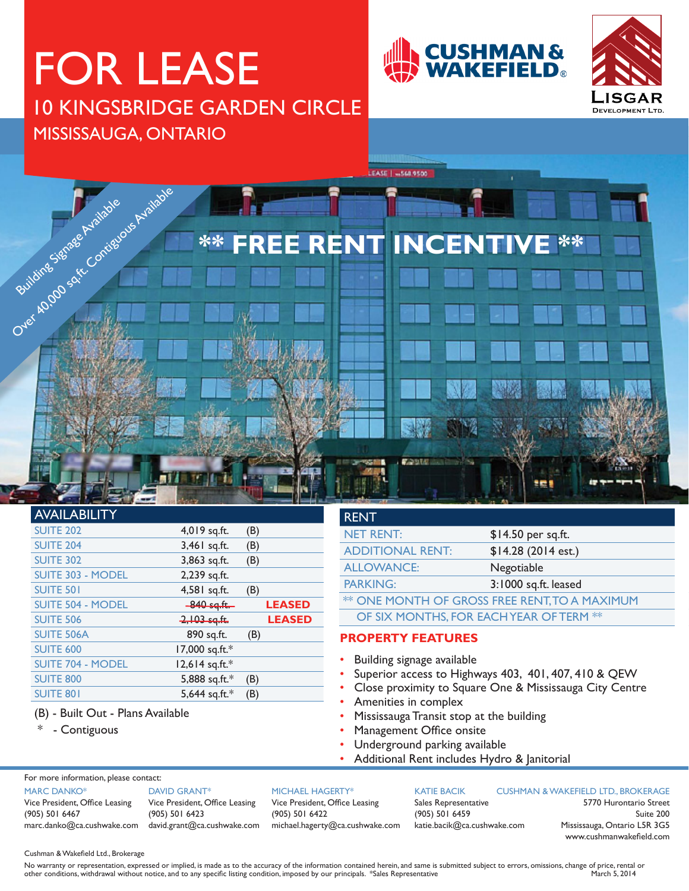# FOR LEASE

## 10 KINGSBRIDGE GARDEN CIRCLE
## MISSISSAUGA, ONTARIO

CUSHMAN & WAKEFIELD®

LISGAR DEVELOPMENT LTD.

Building Signage Available

Over 40,000 sq.ft. Contiguous Available

**** FREE RENT INCENTIVE ****

## AVAILABILITY

| Suite | Area | | |
|---|---|---|---|
| SUITE 202 | 4,019 sq.ft. | (B) | |
| SUITE 204 | 3,461 sq.ft. | (B) | |
| SUITE 302 | 3,863 sq.ft. | (B) | |
| SUITE 303 - MODEL | 2,239 sq.ft. | | |
| SUITE 501 | 4,581 sq.ft. | (B) | |
| SUITE 504 - MODEL | ~~840 sq.ft.~~ | | LEASED |
| SUITE 506 | ~~2,103 sq.ft.~~ | | LEASED |
| SUITE 506A | 890 sq.ft. | (B) | |
| SUITE 600 | 17,000 sq.ft.* | | |
| SUITE 704 - MODEL | 12,614 sq.ft.* | | |
| SUITE 800 | 5,888 sq.ft.* | (B) | |
| SUITE 801 | 5,644 sq.ft.* | (B) | |

(B) - Built Out - Plans Available

\* - Contiguous

## RENT

| | |
|---|---|
| NET RENT: | $14.50 per sq.ft. |
| ADDITIONAL RENT: | $14.28 (2014 est.) |
| ALLOWANCE: | Negotiable |
| PARKING: | 3:1000 sq.ft. leased |

** ONE MONTH OF GROSS FREE RENT, TO A MAXIMUM OF SIX MONTHS, FOR EACH YEAR OF TERM **

## PROPERTY FEATURES

- Building signage available
- Superior access to Highways 403, 401, 407, 410 & QEW
- Close proximity to Square One & Mississauga City Centre
- Amenities in complex
- Mississauga Transit stop at the building
- Management Office onsite
- Underground parking available
- Additional Rent includes Hydro & Janitorial

For more information, please contact:

**MARC DANKO***
Vice President, Office Leasing
(905) 501 6467
marc.danko@ca.cushwake.com

**DAVID GRANT***
Vice President, Office Leasing
(905) 501 6423
david.grant@ca.cushwake.com

**MICHAEL HAGERTY***
Vice President, Office Leasing
(905) 501 6422
michael.hagerty@ca.cushwake.com

**KATIE BACIK**
Sales Representative
(905) 501 6459
katie.bacik@ca.cushwake.com

**CUSHMAN & WAKEFIELD LTD., BROKERAGE**
5770 Hurontario Street
Suite 200
Mississauga, Ontario L5R 3G5
www.cushmanwakefield.com

Cushman & Wakefield Ltd., Brokerage

No warranty or representation, expressed or implied, is made as to the accuracy of the information contained herein, and same is submitted subject to errors, omissions, change of price, rental or other conditions, withdrawal without notice, and to any specific listing condition, imposed by our principals. *Sales Representative

March 5, 2014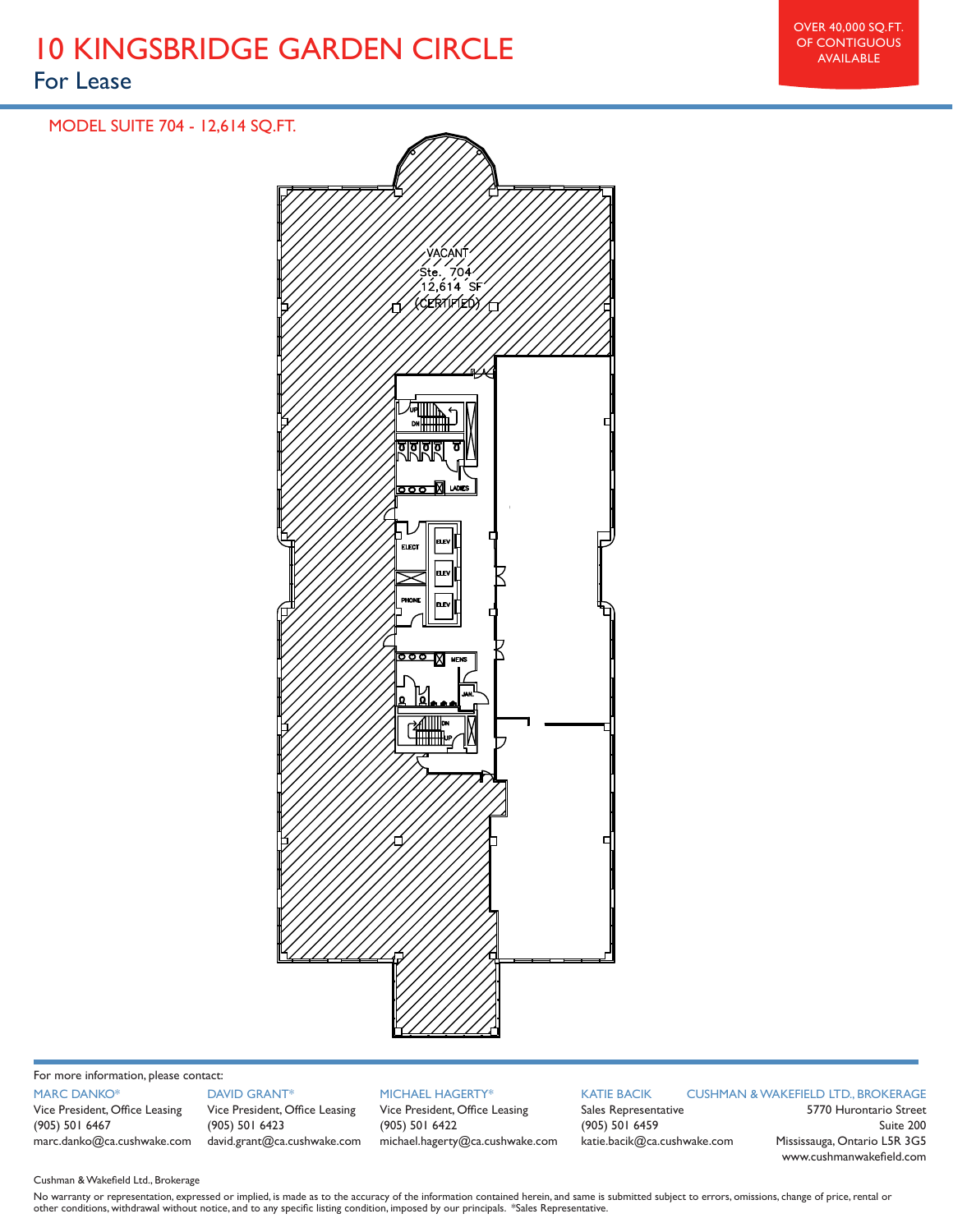# 10 KINGSBRIDGE GARDEN CIRCLE

## For Lease

OVER 40,000 SQ.FT. OF CONTIGUOUS AVAILABLE

MODEL SUITE 704 - 12,614 SQ.FT.

VACANT
Ste. 704
12,614 SF
(CERTIFIED)

LADIES

ELECT

ELEV

ELEV

PHONE

ELEV

MENS

JAN.

For more information, please contact:

MARC DANKO*
Vice President, Office Leasing
(905) 501 6467
marc.danko@ca.cushwake.com

DAVID GRANT*
Vice President, Office Leasing
(905) 501 6423
david.grant@ca.cushwake.com

MICHAEL HAGERTY*
Vice President, Office Leasing
(905) 501 6422
michael.hagerty@ca.cushwake.com

KATIE BACIK
Sales Representative
(905) 501 6459
katie.bacik@ca.cushwake.com

CUSHMAN & WAKEFIELD LTD., BROKERAGE
5770 Hurontario Street
Suite 200
Mississauga, Ontario L5R 3G5
www.cushmanwakefield.com

Cushman & Wakefield Ltd., Brokerage

No warranty or representation, expressed or implied, is made as to the accuracy of the information contained herein, and same is submitted subject to errors, omissions, change of price, rental or other conditions, withdrawal without notice, and to any specific listing condition, imposed by our principals. *Sales Representative.